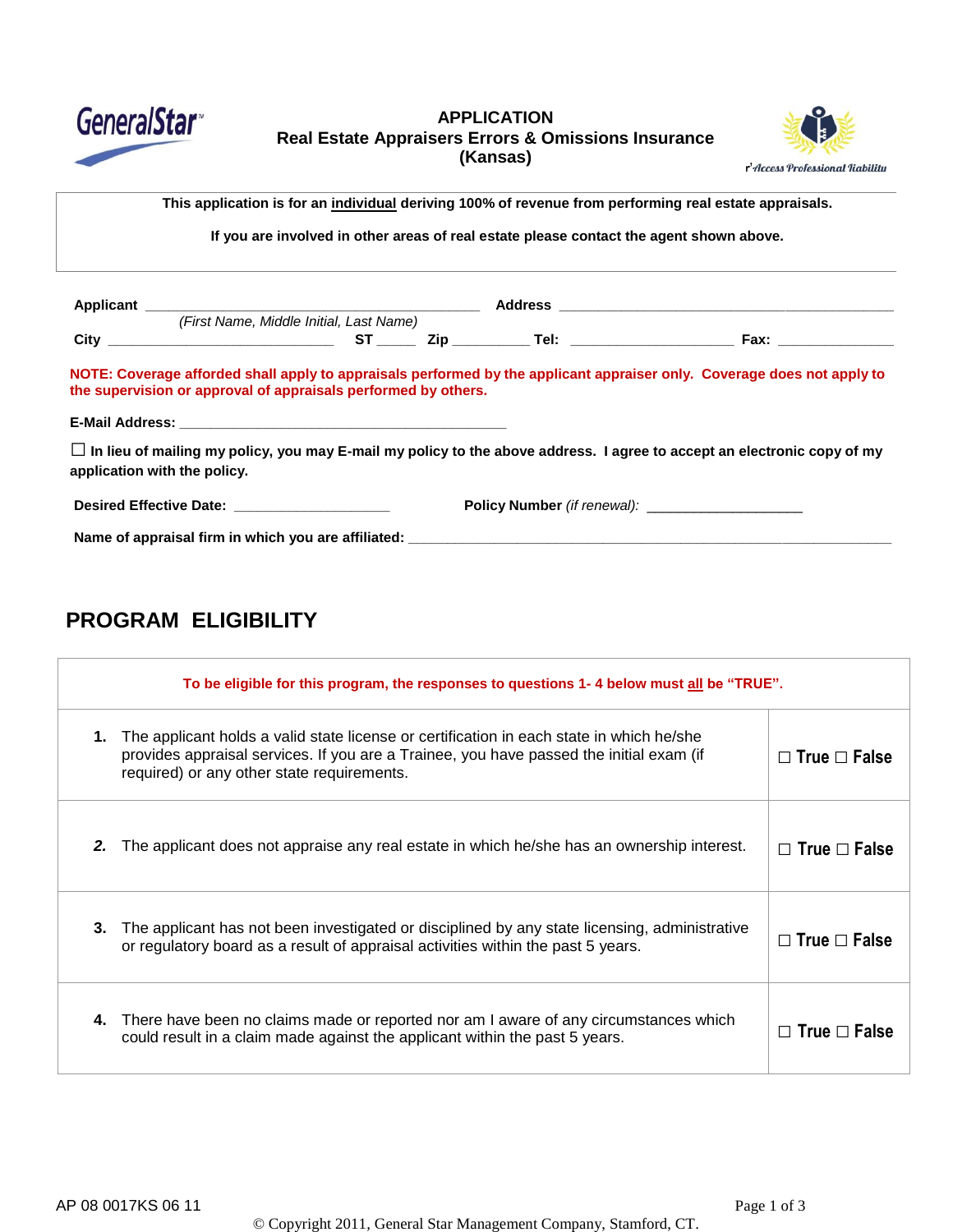GeneralStar™

# APPLICATION
## Real Estate Appraisers Errors & Omissions Insurance
## (Kansas)

r'Access Professional liability

**This application is for an individual deriving 100% of revenue from performing real estate appraisals.**

**If you are involved in other areas of real estate please contact the agent shown above.**

**Applicant** ______________________________ **Address** ______________________________
*(First Name, Middle Initial, Last Name)*

**City** ____________________ **ST** _____ **Zip** _________ **Tel:** ____________________ **Fax:** ______________

**NOTE: Coverage afforded shall apply to appraisals performed by the applicant appraiser only. Coverage does not apply to the supervision or approval of appraisals performed by others.**

**E-Mail Address:** ________________________________________

☐ **In lieu of mailing my policy, you may E-mail my policy to the above address. I agree to accept an electronic copy of my application with the policy.**

**Desired Effective Date:** ____________________ **Policy Number** *(if renewal):* ____________________

**Name of appraisal firm in which you are affiliated:** ________________________________________

## PROGRAM ELIGIBILITY

| To be eligible for this program, the responses to questions 1- 4 below must all be "TRUE". | |
|---|---|
| **1.** The applicant holds a valid state license or certification in each state in which he/she provides appraisal services. If you are a Trainee, you have passed the initial exam (if required) or any other state requirements. | ☐ True ☐ False |
| **2.** The applicant does not appraise any real estate in which he/she has an ownership interest. | ☐ True ☐ False |
| **3.** The applicant has not been investigated or disciplined by any state licensing, administrative or regulatory board as a result of appraisal activities within the past 5 years. | ☐ True ☐ False |
| **4.** There have been no claims made or reported nor am I aware of any circumstances which could result in a claim made against the applicant within the past 5 years. | ☐ True ☐ False |

AP 08 0017KS 06 11

© Copyright 2011, General Star Management Company, Stamford, CT.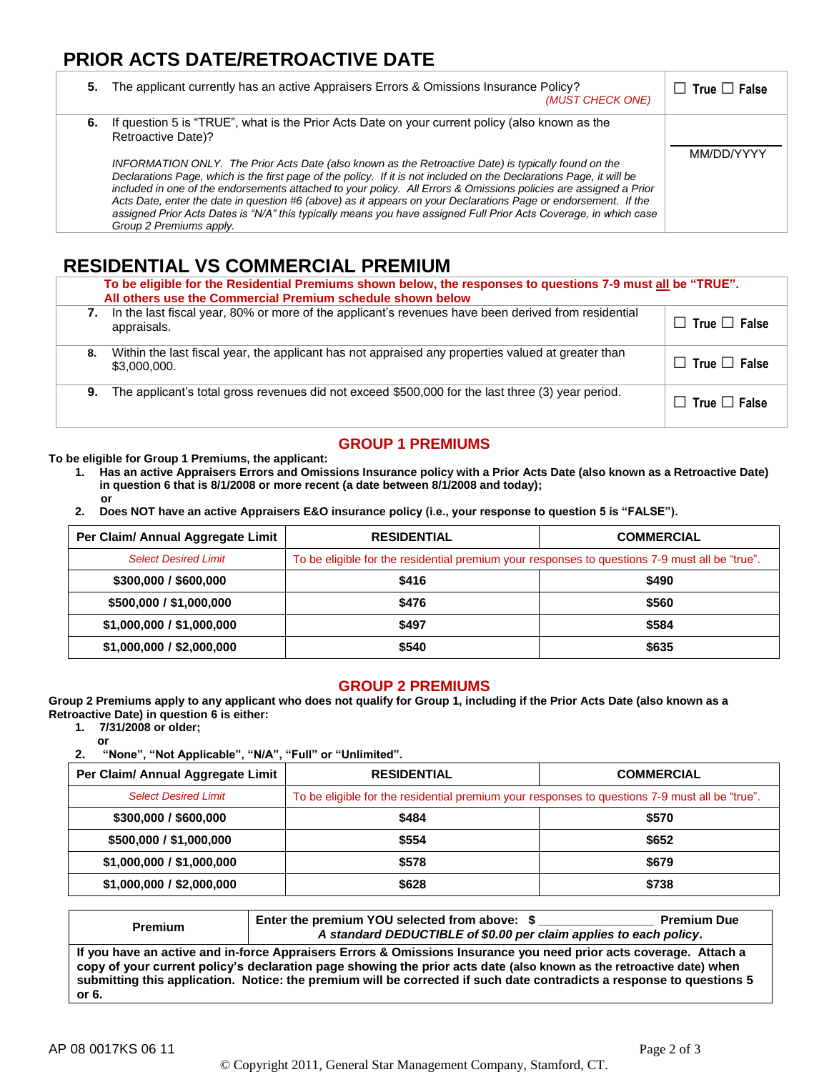## PRIOR ACTS DATE/RETROACTIVE DATE

| | |
|---|---|
| **5.** The applicant currently has an active Appraisers Errors & Omissions Insurance Policy? *(MUST CHECK ONE)* | ☐ True ☐ False |
| **6.** If question 5 is "TRUE", what is the Prior Acts Date on your current policy (also known as the Retroactive Date)?<br><br>*INFORMATION ONLY. The Prior Acts Date (also known as the Retroactive Date) is typically found on the Declarations Page, which is the first page of the policy. If it is not included on the Declarations Page, it will be included in one of the endorsements attached to your policy. All Errors & Omissions policies are assigned a Prior Acts Date, enter the date in question #6 (above) as it appears on your Declarations Page or endorsement. If the assigned Prior Acts Dates is "N/A" this typically means you have assigned Full Prior Acts Coverage, in which case Group 2 Premiums apply.* | ____________<br>MM/DD/YYYY |

## RESIDENTIAL VS COMMERCIAL PREMIUM

**To be eligible for the Residential Premiums shown below, the responses to questions 7-9 must all be "TRUE". All others use the Commercial Premium schedule shown below**

| | |
|---|---|
| **7.** In the last fiscal year, 80% or more of the applicant's revenues have been derived from residential appraisals. | ☐ True ☐ False |
| **8.** Within the last fiscal year, the applicant has not appraised any properties valued at greater than $3,000,000. | ☐ True ☐ False |
| **9.** The applicant's total gross revenues did not exceed $500,000 for the last three (3) year period. | ☐ True ☐ False |

### GROUP 1 PREMIUMS

**To be eligible for Group 1 Premiums, the applicant:**

1. **Has an active Appraisers Errors and Omissions Insurance policy with a Prior Acts Date (also known as a Retroactive Date) in question 6 that is 8/1/2008 or more recent (a date between 8/1/2008 and today);**

   **or**

2. **Does NOT have an active Appraisers E&O insurance policy (i.e., your response to question 5 is "FALSE").**

| Per Claim/ Annual Aggregate Limit | RESIDENTIAL | COMMERCIAL |
|---|---|---|
| *Select Desired Limit* | To be eligible for the residential premium your responses to questions 7-9 must all be "true". | |
| **$300,000 / $600,000** | **$416** | **$490** |
| **$500,000 / $1,000,000** | **$476** | **$560** |
| **$1,000,000 / $1,000,000** | **$497** | **$584** |
| **$1,000,000 / $2,000,000** | **$540** | **$635** |

### GROUP 2 PREMIUMS

**Group 2 Premiums apply to any applicant who does not qualify for Group 1, including if the Prior Acts Date (also known as a Retroactive Date) in question 6 is either:**

1. **7/31/2008 or older;**

   **or**

2. **"None", "Not Applicable", "N/A", "Full" or "Unlimited".**

| Per Claim/ Annual Aggregate Limit | RESIDENTIAL | COMMERCIAL |
|---|---|---|
| *Select Desired Limit* | To be eligible for the residential premium your responses to questions 7-9 must all be "true". | |
| **$300,000 / $600,000** | **$484** | **$570** |
| **$500,000 / $1,000,000** | **$554** | **$652** |
| **$1,000,000 / $1,000,000** | **$578** | **$679** |
| **$1,000,000 / $2,000,000** | **$628** | **$738** |

| **Premium** | **Enter the premium YOU selected from above: $ ________________ Premium Due**<br>***A standard DEDUCTIBLE of $0.00 per claim applies to each policy.*** |
|---|---|
| **If you have an active and in-force Appraisers Errors & Omissions Insurance you need prior acts coverage. Attach a copy of your current policy's declaration page showing the prior acts date (also known as the retroactive date) when submitting this application. Notice: the premium will be corrected if such date contradicts a response to questions 5 or 6.** | |

AP 08 0017KS 06 11

© Copyright 2011, General Star Management Company, Stamford, CT.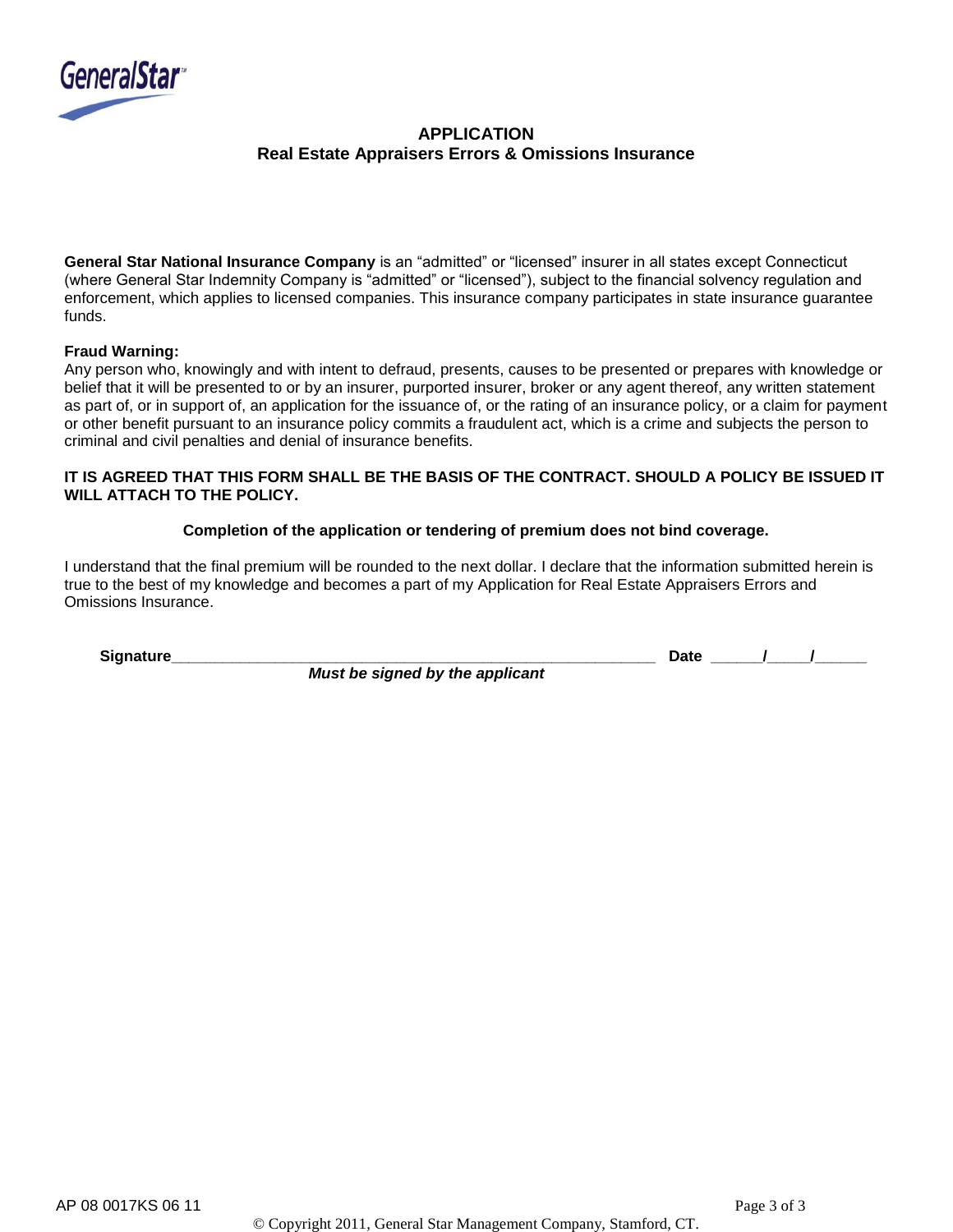GeneralStar

# APPLICATION
## Real Estate Appraisers Errors & Omissions Insurance

**General Star National Insurance Company** is an "admitted" or "licensed" insurer in all states except Connecticut (where General Star Indemnity Company is "admitted" or "licensed"), subject to the financial solvency regulation and enforcement, which applies to licensed companies. This insurance company participates in state insurance guarantee funds.

**Fraud Warning:**
Any person who, knowingly and with intent to defraud, presents, causes to be presented or prepares with knowledge or belief that it will be presented to or by an insurer, purported insurer, broker or any agent thereof, any written statement as part of, or in support of, an application for the issuance of, or the rating of an insurance policy, or a claim for payment or other benefit pursuant to an insurance policy commits a fraudulent act, which is a crime and subjects the person to criminal and civil penalties and denial of insurance benefits.

**IT IS AGREED THAT THIS FORM SHALL BE THE BASIS OF THE CONTRACT. SHOULD A POLICY BE ISSUED IT WILL ATTACH TO THE POLICY.**

**Completion of the application or tendering of premium does not bind coverage.**

I understand that the final premium will be rounded to the next dollar. I declare that the information submitted herein is true to the best of my knowledge and becomes a part of my Application for Real Estate Appraisers Errors and Omissions Insurance.

**Signature**_________________________________________________________ **Date** ______/_____/______

***Must be signed by the applicant***

AP 08 0017KS 06 11

© Copyright 2011, General Star Management Company, Stamford, CT.